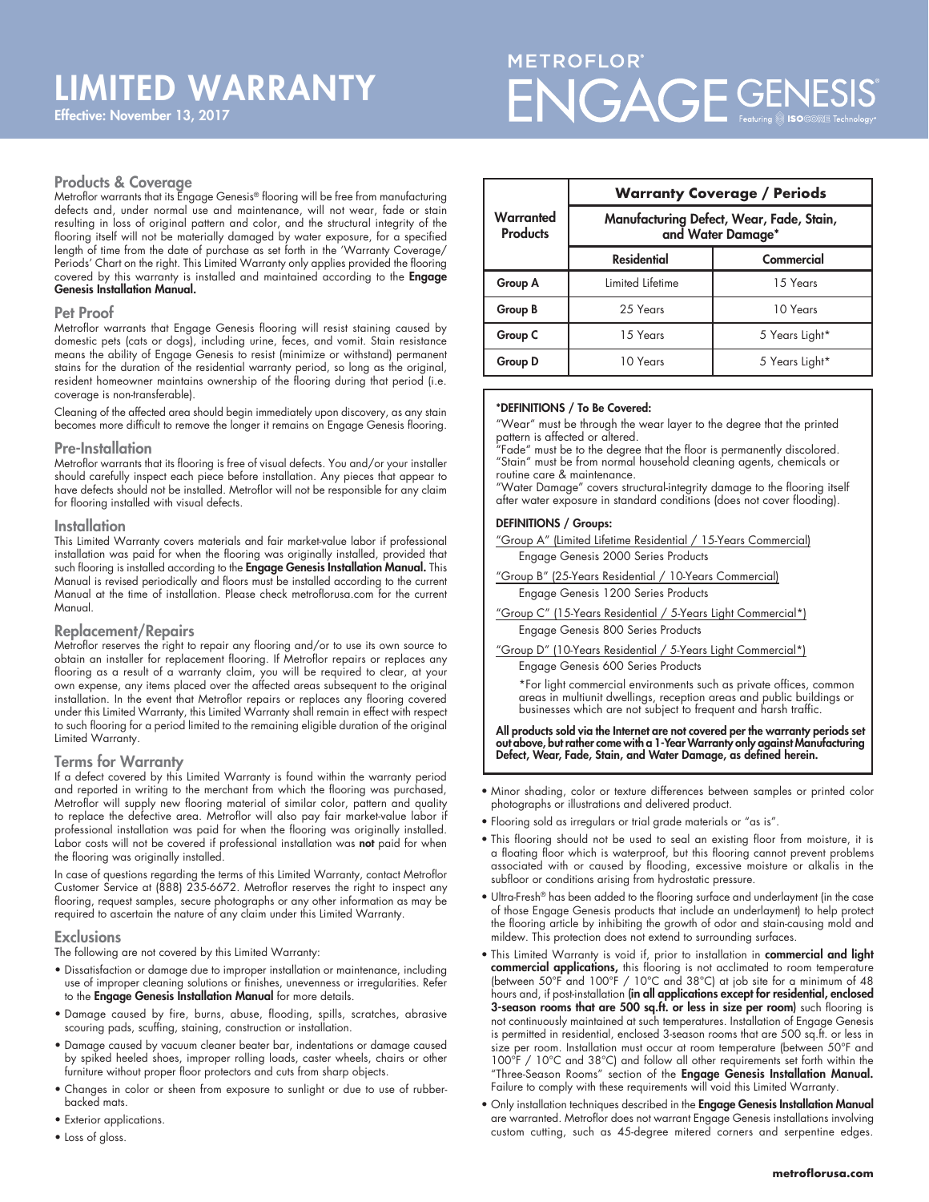# LIMITED WARRANTY

**Effective: November 13, 2017**

METROFLOR® ENGAGE GENESIS® Featuring ISOCORE Technology®

## Products & Coverage

Metroflor warrants that its Engage Genesis® flooring will be free from manufacturing defects and, under normal use and maintenance, will not wear, fade or stain resulting in loss of original pattern and color, and the structural integrity of the flooring itself will not be materially damaged by water exposure, for a specified length of time from the date of purchase as set forth in the 'Warranty Coverage/ Periods' Chart on the right. This Limited Warranty only applies provided the flooring covered by this warranty is installed and maintained according to the **Engage Genesis Installation Manual.**

## Pet Proof

Metroflor warrants that Engage Genesis flooring will resist staining caused by domestic pets (cats or dogs), including urine, feces, and vomit. Stain resistance means the ability of Engage Genesis to resist (minimize or withstand) permanent stains for the duration of the residential warranty period, so long as the original, resident homeowner maintains ownership of the flooring during that period (i.e. coverage is non-transferable).

Cleaning of the affected area should begin immediately upon discovery, as any stain becomes more difficult to remove the longer it remains on Engage Genesis flooring.

## Pre-Installation

Metroflor warrants that its flooring is free of visual defects. You and/or your installer should carefully inspect each piece before installation. Any pieces that appear to have defects should not be installed. Metroflor will not be responsible for any claim for flooring installed with visual defects.

## Installation

This Limited Warranty covers materials and fair market-value labor if professional installation was paid for when the flooring was originally installed, provided that such flooring is installed according to the **Engage Genesis Installation Manual.** This Manual is revised periodically and floors must be installed according to the current Manual at the time of installation. Please check metroflorusa.com for the current Manual.

## Replacement/Repairs

Metroflor reserves the right to repair any flooring and/or to use its own source to obtain an installer for replacement flooring. If Metroflor repairs or replaces any flooring as a result of a warranty claim, you will be required to clear, at your own expense, any items placed over the affected areas subsequent to the original installation. In the event that Metroflor repairs or replaces any flooring covered under this Limited Warranty, this Limited Warranty shall remain in effect with respect to such flooring for a period limited to the remaining eligible duration of the original Limited Warranty.

## Terms for Warranty

If a defect covered by this Limited Warranty is found within the warranty period and reported in writing to the merchant from which the flooring was purchased, Metroflor will supply new flooring material of similar color, pattern and quality to replace the defective area. Metroflor will also pay fair market-value labor if professional installation was paid for when the flooring was originally installed. Labor costs will not be covered if professional installation was **not** paid for when the flooring was originally installed.

In case of questions regarding the terms of this Limited Warranty, contact Metroflor Customer Service at (888) 235-6672. Metroflor reserves the right to inspect any flooring, request samples, secure photographs or any other information as may be required to ascertain the nature of any claim under this Limited Warranty.

## Exclusions

The following are not covered by this Limited Warranty:

- Dissatisfaction or damage due to improper installation or maintenance, including use of improper cleaning solutions or finishes, unevenness or irregularities. Refer to the **Engage Genesis Installation Manual** for more details.
- Damage caused by fire, burns, abuse, flooding, spills, scratches, abrasive scouring pads, scuffing, staining, construction or installation.
- Damage caused by vacuum cleaner beater bar, indentations or damage caused by spiked heeled shoes, improper rolling loads, caster wheels, chairs or other furniture without proper floor protectors and cuts from sharp objects.
- Changes in color or sheen from exposure to sunlight or due to use of rubber-backed mats.
- Exterior applications.
- Loss of gloss.

| Warranted Products | Warranty Coverage / Periods — Manufacturing Defect, Wear, Fade, Stain, and Water Damage* | |
|---|---|---|
| | **Residential** | **Commercial** |
| **Group A** | Limited Lifetime | 15 Years |
| **Group B** | 25 Years | 10 Years |
| **Group C** | 15 Years | 5 Years Light* |
| **Group D** | 10 Years | 5 Years Light* |

**\*DEFINITIONS / To Be Covered:**

"Wear" must be through the wear layer to the degree that the printed pattern is affected or altered.
"Fade" must be to the degree that the floor is permanently discolored.
"Stain" must be from normal household cleaning agents, chemicals or routine care & maintenance.
"Water Damage" covers structural-integrity damage to the flooring itself after water exposure in standard conditions (does not cover flooding).

**DEFINITIONS / Groups:**

"Group A" (Limited Lifetime Residential / 15-Years Commercial)
Engage Genesis 2000 Series Products

"Group B" (25-Years Residential / 10-Years Commercial)
Engage Genesis 1200 Series Products

"Group C" (15-Years Residential / 5-Years Light Commercial*)
Engage Genesis 800 Series Products

"Group D" (10-Years Residential / 5-Years Light Commercial*)
Engage Genesis 600 Series Products

*For light commercial environments such as private offices, common areas in multiunit dwellings, reception areas and public buildings or businesses which are not subject to frequent and harsh traffic.

**All products sold via the Internet are not covered per the warranty periods set out above, but rather come with a 1-Year Warranty only against Manufacturing Defect, Wear, Fade, Stain, and Water Damage, as defined herein.**

- Minor shading, color or texture differences between samples or printed color photographs or illustrations and delivered product.
- Flooring sold as irregulars or trial grade materials or "as is".
- This flooring should not be used to seal an existing floor from moisture, it is a floating floor which is waterproof, but this flooring cannot prevent problems associated with or caused by flooding, excessive moisture or alkalis in the subfloor or conditions arising from hydrostatic pressure.
- Ultra-Fresh® has been added to the flooring surface and underlayment (in the case of those Engage Genesis products that include an underlayment) to help protect the flooring article by inhibiting the growth of odor and stain-causing mold and mildew. This protection does not extend to surrounding surfaces.
- This Limited Warranty is void if, prior to installation in **commercial and light commercial applications,** this flooring is not acclimated to room temperature (between 50°F and 100°F / 10°C and 38°C) at job site for a minimum of 48 hours and, if post-installation **(in all applications except for residential, enclosed 3-season rooms that are 500 sq.ft. or less in size per room)** such flooring is not continuously maintained at such temperatures. Installation of Engage Genesis is permitted in residential, enclosed 3-season rooms that are 500 sq.ft. or less in size per room. Installation must occur at room temperature (between 50°F and 100°F / 10°C and 38°C) and follow all other requirements set forth within the "Three-Season Rooms" section of the **Engage Genesis Installation Manual.** Failure to comply with these requirements will void this Limited Warranty.
- Only installation techniques described in the **Engage Genesis Installation Manual** are warranted. Metroflor does not warrant Engage Genesis installations involving custom cutting, such as 45-degree mitered corners and serpentine edges.

**metroflorusa.com**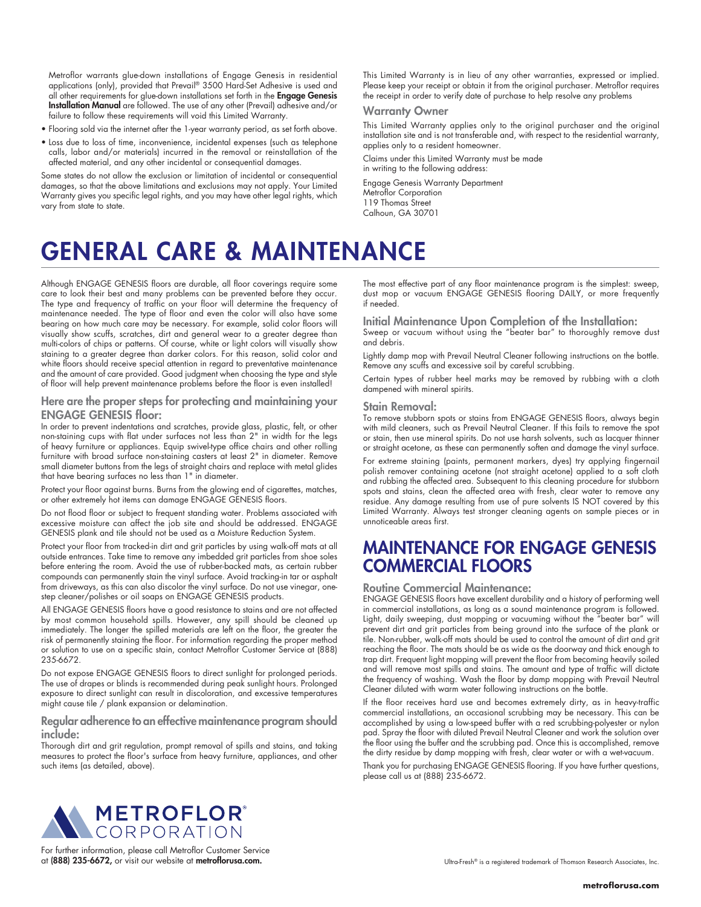Metroflor warrants glue-down installations of Engage Genesis in residential applications (only), provided that Prevail® 3500 Hard-Set Adhesive is used and all other requirements for glue-down installations set forth in the **Engage Genesis Installation Manual** are followed. The use of any other (Prevail) adhesive and/or failure to follow these requirements will void this Limited Warranty.

- Flooring sold via the internet after the 1-year warranty period, as set forth above.
- Loss due to loss of time, inconvenience, incidental expenses (such as telephone calls, labor and/or materials) incurred in the removal or reinstallation of the affected material, and any other incidental or consequential damages.

Some states do not allow the exclusion or limitation of incidental or consequential damages, so that the above limitations and exclusions may not apply. Your Limited Warranty gives you specific legal rights, and you may have other legal rights, which vary from state to state.

This Limited Warranty is in lieu of any other warranties, expressed or implied. Please keep your receipt or obtain it from the original purchaser. Metroflor requires the receipt in order to verify date of purchase to help resolve any problems

### Warranty Owner

This Limited Warranty applies only to the original purchaser and the original installation site and is not transferable and, with respect to the residential warranty, applies only to a resident homeowner.

Claims under this Limited Warranty must be made in writing to the following address:

Engage Genesis Warranty Department
Metroflor Corporation
119 Thomas Street
Calhoun, GA 30701

# GENERAL CARE & MAINTENANCE

Although ENGAGE GENESIS floors are durable, all floor coverings require some care to look their best and many problems can be prevented before they occur. The type and frequency of traffic on your floor will determine the frequency of maintenance needed. The type of floor and even the color will also have some bearing on how much care may be necessary. For example, solid color floors will visually show scuffs, scratches, dirt and general wear to a greater degree than multi-colors of chips or patterns. Of course, white or light colors will visually show staining to a greater degree than darker colors. For this reason, solid color and white floors should receive special attention in regard to preventative maintenance and the amount of care provided. Good judgment when choosing the type and style of floor will help prevent maintenance problems before the floor is even installed!

### Here are the proper steps for protecting and maintaining your ENGAGE GENESIS floor:

In order to prevent indentations and scratches, provide glass, plastic, felt, or other non-staining cups with flat under surfaces not less than 2" in width for the legs of heavy furniture or appliances. Equip swivel-type office chairs and other rolling furniture with broad surface non-staining casters at least 2" in diameter. Remove small diameter buttons from the legs of straight chairs and replace with metal glides that have bearing surfaces no less than 1" in diameter.

Protect your floor against burns. Burns from the glowing end of cigarettes, matches, or other extremely hot items can damage ENGAGE GENESIS floors.

Do not flood floor or subject to frequent standing water. Problems associated with excessive moisture can affect the job site and should be addressed. ENGAGE GENESIS plank and tile should not be used as a Moisture Reduction System.

Protect your floor from tracked-in dirt and grit particles by using walk-off mats at all outside entrances. Take time to remove any imbedded grit particles from shoe soles before entering the room. Avoid the use of rubber-backed mats, as certain rubber compounds can permanently stain the vinyl surface. Avoid tracking-in tar or asphalt from driveways, as this can also discolor the vinyl surface. Do not use vinegar, one-step cleaner/polishes or oil soaps on ENGAGE GENESIS products.

All ENGAGE GENESIS floors have a good resistance to stains and are not affected by most common household spills. However, any spill should be cleaned up immediately. The longer the spilled materials are left on the floor, the greater the risk of permanently staining the floor. For information regarding the proper method or solution to use on a specific stain, contact Metroflor Customer Service at (888) 235-6672.

Do not expose ENGAGE GENESIS floors to direct sunlight for prolonged periods. The use of drapes or blinds is recommended during peak sunlight hours. Prolonged exposure to direct sunlight can result in discoloration, and excessive temperatures might cause tile / plank expansion or delamination.

### Regular adherence to an effective maintenance program should include:

Thorough dirt and grit regulation, prompt removal of spills and stains, and taking measures to protect the floor's surface from heavy furniture, appliances, and other such items (as detailed, above).

The most effective part of any floor maintenance program is the simplest: sweep, dust mop or vacuum ENGAGE GENESIS flooring DAILY, or more frequently if needed.

### Initial Maintenance Upon Completion of the Installation:

Sweep or vacuum without using the "beater bar" to thoroughly remove dust and debris.

Lightly damp mop with Prevail Neutral Cleaner following instructions on the bottle. Remove any scuffs and excessive soil by careful scrubbing.

Certain types of rubber heel marks may be removed by rubbing with a cloth dampened with mineral spirits.

### Stain Removal:

To remove stubborn spots or stains from ENGAGE GENESIS floors, always begin with mild cleaners, such as Prevail Neutral Cleaner. If this fails to remove the spot or stain, then use mineral spirits. Do not use harsh solvents, such as lacquer thinner or straight acetone, as these can permanently soften and damage the vinyl surface.

For extreme staining (paints, permanent markers, dyes) try applying fingernail polish remover containing acetone (not straight acetone) applied to a soft cloth and rubbing the affected area. Subsequent to this cleaning procedure for stubborn spots and stains, clean the affected area with fresh, clear water to remove any residue. Any damage resulting from use of pure solvents IS NOT covered by this Limited Warranty. Always test stronger cleaning agents on sample pieces or in unnoticeable areas first.

# MAINTENANCE FOR ENGAGE GENESIS COMMERCIAL FLOORS

### Routine Commercial Maintenance:

ENGAGE GENESIS floors have excellent durability and a history of performing well in commercial installations, as long as a sound maintenance program is followed. Light, daily sweeping, dust mopping or vacuuming without the "beater bar" will prevent dirt and grit particles from being ground into the surface of the plank or tile. Non-rubber, walk-off mats should be used to control the amount of dirt and grit reaching the floor. The mats should be as wide as the doorway and thick enough to trap dirt. Frequent light mopping will prevent the floor from becoming heavily soiled and will remove most spills and stains. The amount and type of traffic will dictate the frequency of washing. Wash the floor by damp mopping with Prevail Neutral Cleaner diluted with warm water following instructions on the bottle.

If the floor receives hard use and becomes extremely dirty, as in heavy-traffic commercial installations, an occasional scrubbing may be necessary. This can be accomplished by using a low-speed buffer with a red scrubbing-polyester or nylon pad. Spray the floor with diluted Prevail Neutral Cleaner and work the solution over the floor using the buffer and the scrubbing pad. Once this is accomplished, remove the dirty residue by damp mopping with fresh, clear water or with a wet-vacuum.

Thank you for purchasing ENGAGE GENESIS flooring. If you have further questions, please call us at (888) 235-6672.

METROFLOR® CORPORATION

For further information, please call Metroflor Customer Service at **(888) 235-6672,** or visit our website at **metroflorusa.com.**

Ultra-Fresh® is a registered trademark of Thomson Research Associates, Inc.

**metroflorusa.com**